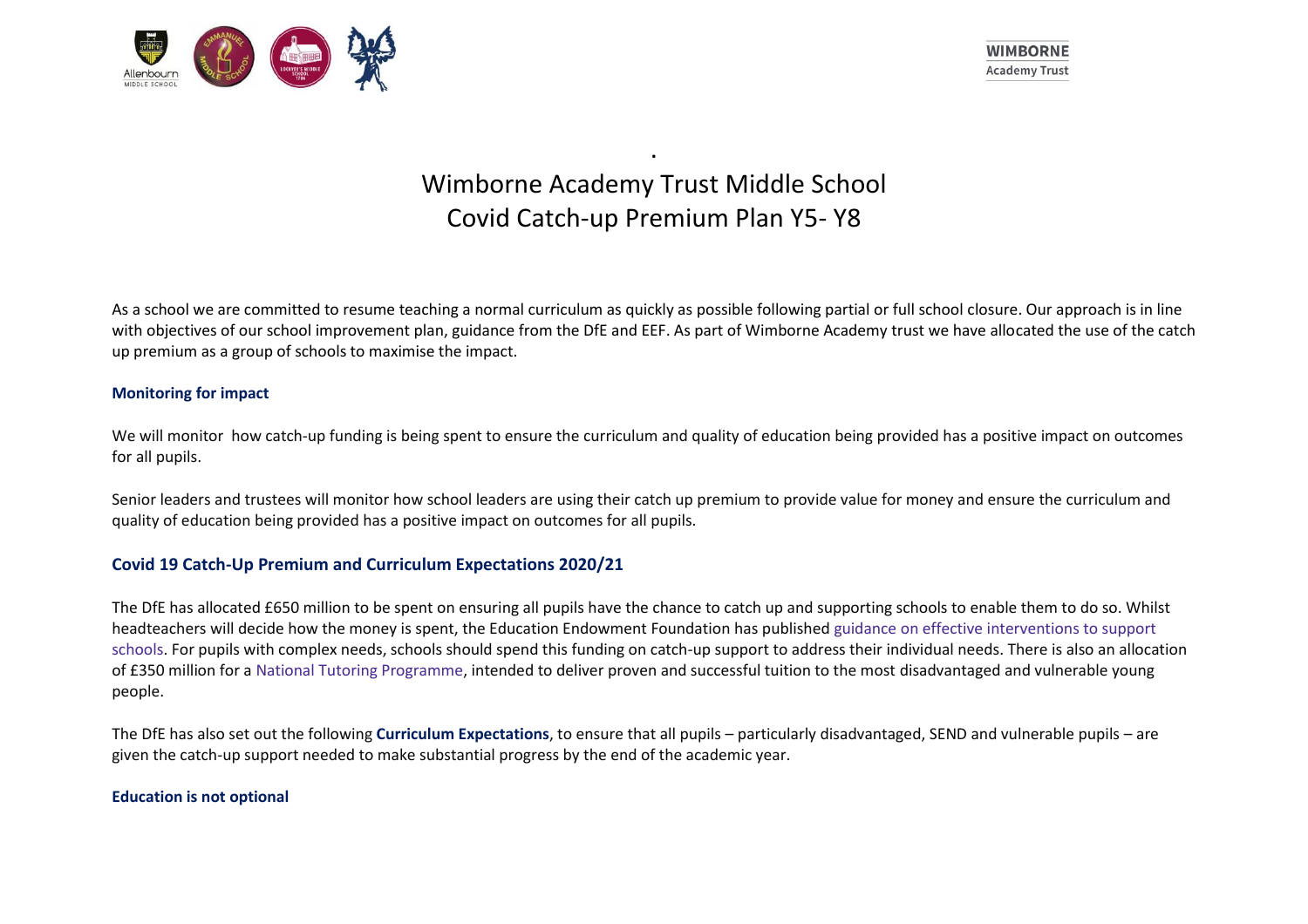# Wimborne Academy Trust Middle School
# Covid Catch-up Premium Plan Y5- Y8

As a school we are committed to resume teaching a normal curriculum as quickly as possible following partial or full school closure. Our approach is in line with objectives of our school improvement plan, guidance from the DfE and EEF. As part of Wimborne Academy trust we have allocated the use of the catch up premium as a group of schools to maximise the impact.

**Monitoring for impact**

We will monitor how catch-up funding is being spent to ensure the curriculum and quality of education being provided has a positive impact on outcomes for all pupils.

Senior leaders and trustees will monitor how school leaders are using their catch up premium to provide value for money and ensure the curriculum and quality of education being provided has a positive impact on outcomes for all pupils.

## Covid 19 Catch-Up Premium and Curriculum Expectations 2020/21

The DfE has allocated £650 million to be spent on ensuring all pupils have the chance to catch up and supporting schools to enable them to do so. Whilst headteachers will decide how the money is spent, the Education Endowment Foundation has published guidance on effective interventions to support schools. For pupils with complex needs, schools should spend this funding on catch-up support to address their individual needs. There is also an allocation of £350 million for a National Tutoring Programme, intended to deliver proven and successful tuition to the most disadvantaged and vulnerable young people.

The DfE has also set out the following **Curriculum Expectations**, to ensure that all pupils – particularly disadvantaged, SEND and vulnerable pupils – are given the catch-up support needed to make substantial progress by the end of the academic year.

**Education is not optional**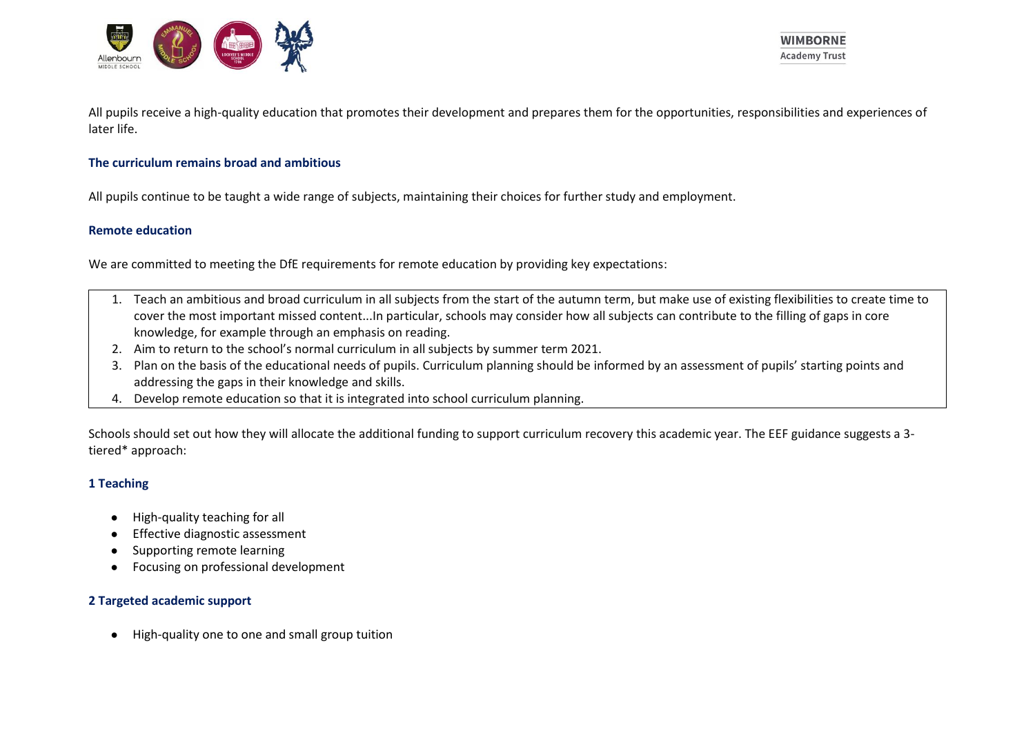All pupils receive a high-quality education that promotes their development and prepares them for the opportunities, responsibilities and experiences of later life.

### The curriculum remains broad and ambitious

All pupils continue to be taught a wide range of subjects, maintaining their choices for further study and employment.

### Remote education

We are committed to meeting the DfE requirements for remote education by providing key expectations:

1. Teach an ambitious and broad curriculum in all subjects from the start of the autumn term, but make use of existing flexibilities to create time to cover the most important missed content...In particular, schools may consider how all subjects can contribute to the filling of gaps in core knowledge, for example through an emphasis on reading.
2. Aim to return to the school's normal curriculum in all subjects by summer term 2021.
3. Plan on the basis of the educational needs of pupils. Curriculum planning should be informed by an assessment of pupils' starting points and addressing the gaps in their knowledge and skills.
4. Develop remote education so that it is integrated into school curriculum planning.

Schools should set out how they will allocate the additional funding to support curriculum recovery this academic year. The EEF guidance suggests a 3-tiered* approach:

### 1 Teaching

- High-quality teaching for all
- Effective diagnostic assessment
- Supporting remote learning
- Focusing on professional development

### 2 Targeted academic support

- High-quality one to one and small group tuition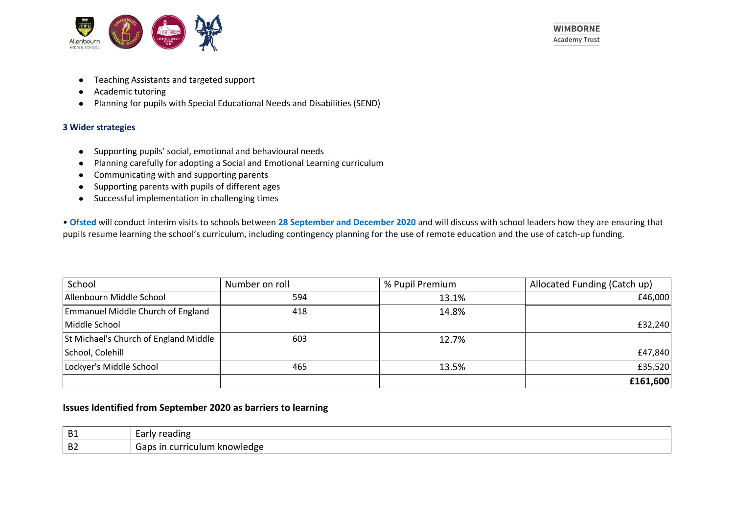- Teaching Assistants and targeted support
- Academic tutoring
- Planning for pupils with Special Educational Needs and Disabilities (SEND)

### 3 Wider strategies

- Supporting pupils' social, emotional and behavioural needs
- Planning carefully for adopting a Social and Emotional Learning curriculum
- Communicating with and supporting parents
- Supporting parents with pupils of different ages
- Successful implementation in challenging times

• **Ofsted** will conduct interim visits to schools between **28 September and December 2020** and will discuss with school leaders how they are ensuring that pupils resume learning the school's curriculum, including contingency planning for the use of remote education and the use of catch-up funding.

| School | Number on roll | % Pupil Premium | Allocated Funding (Catch up) |
|---|---|---|---|
| Allenbourn Middle School | 594 | 13.1% | £46,000 |
| Emmanuel Middle Church of England Middle School | 418 | 14.8% | £32,240 |
| St Michael's Church of England Middle School, Colehill | 603 | 12.7% | £47,840 |
| Lockyer's Middle School | 465 | 13.5% | £35,520 |
| | | | **£161,600** |

**Issues Identified from September 2020 as barriers to learning**

| | |
|---|---|
| B1 | Early reading |
| B2 | Gaps in curriculum knowledge |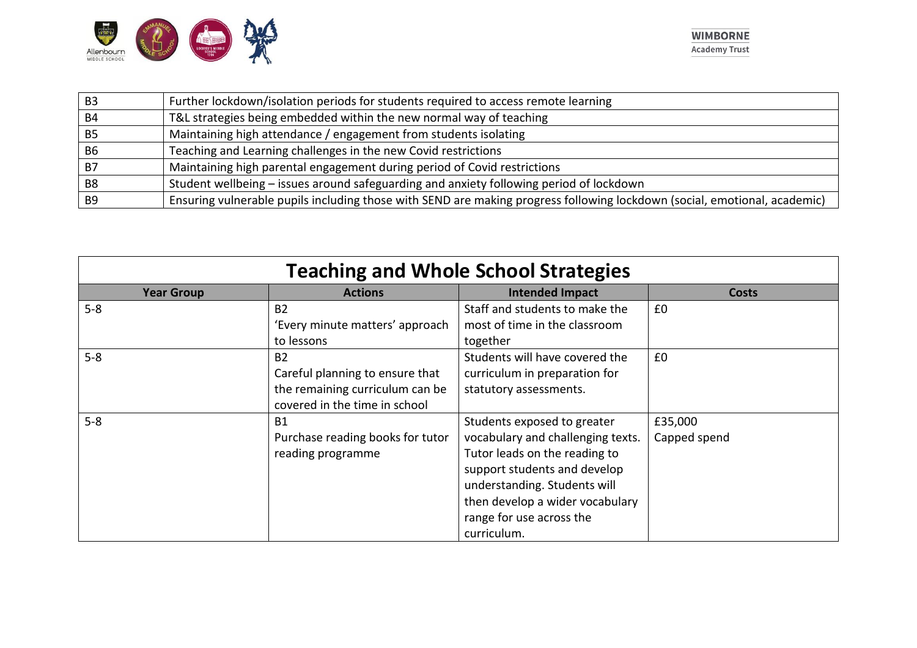| | |
|---|---|
| B3 | Further lockdown/isolation periods for students required to access remote learning |
| B4 | T&L strategies being embedded within the new normal way of teaching |
| B5 | Maintaining high attendance / engagement from students isolating |
| B6 | Teaching and Learning challenges in the new Covid restrictions |
| B7 | Maintaining high parental engagement during period of Covid restrictions |
| B8 | Student wellbeing – issues around safeguarding and anxiety following period of lockdown |
| B9 | Ensuring vulnerable pupils including those with SEND are making progress following lockdown (social, emotional, academic) |

## Teaching and Whole School Strategies

| Year Group | Actions | Intended Impact | Costs |
|---|---|---|---|
| 5-8 | B2<br>'Every minute matters' approach to lessons | Staff and students to make the most of time in the classroom together | £0 |
| 5-8 | B2<br>Careful planning to ensure that the remaining curriculum can be covered in the time in school | Students will have covered the curriculum in preparation for statutory assessments. | £0 |
| 5-8 | B1<br>Purchase reading books for tutor reading programme | Students exposed to greater vocabulary and challenging texts. Tutor leads on the reading to support students and develop understanding. Students will then develop a wider vocabulary range for use across the curriculum. | £35,000<br>Capped spend |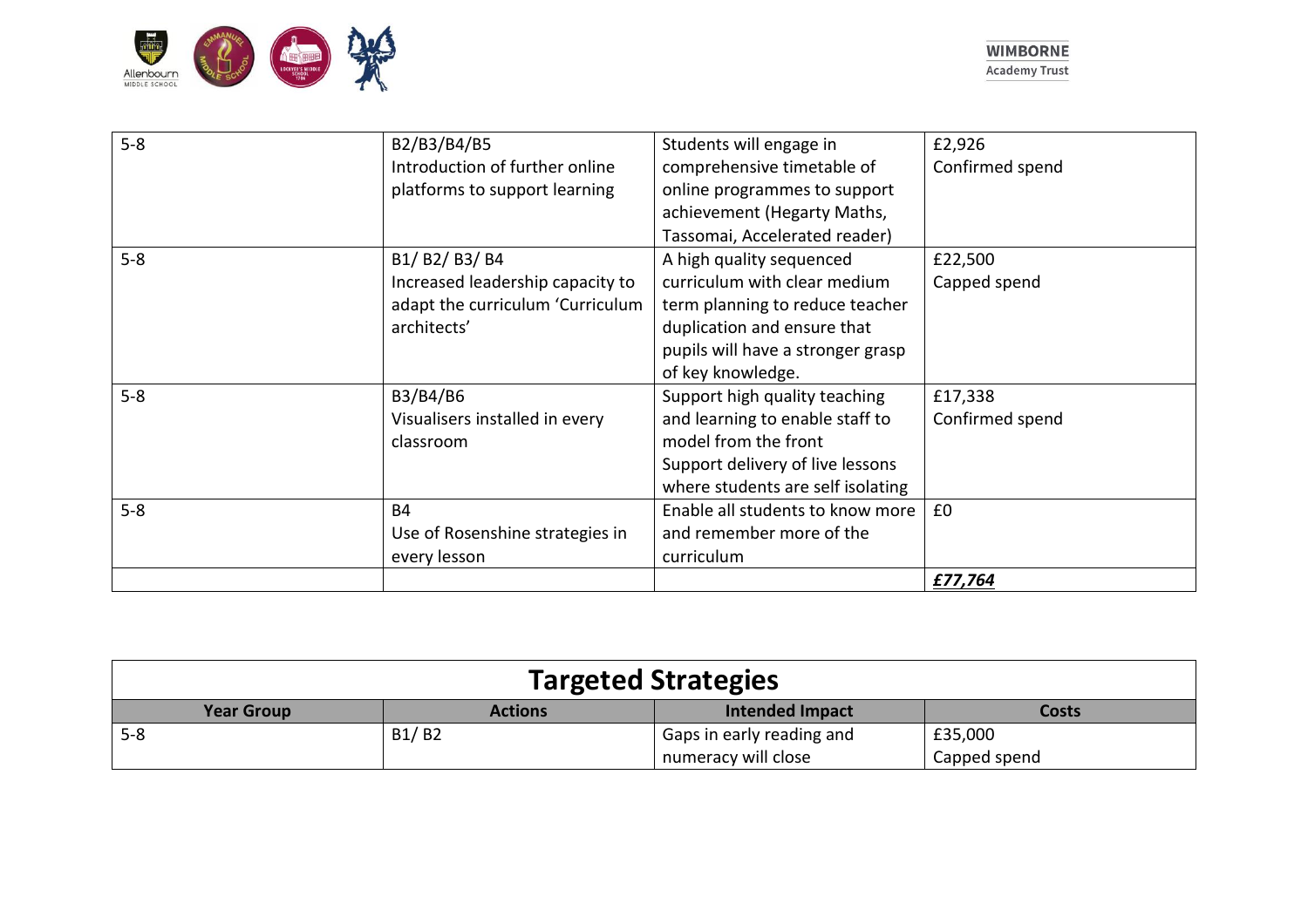| | | | |
|---|---|---|---|
| 5-8 | B2/B3/B4/B5<br>Introduction of further online platforms to support learning | Students will engage in comprehensive timetable of online programmes to support achievement (Hegarty Maths, Tassomai, Accelerated reader) | £2,926<br>Confirmed spend |
| 5-8 | B1/ B2/ B3/ B4<br>Increased leadership capacity to adapt the curriculum 'Curriculum architects' | A high quality sequenced curriculum with clear medium term planning to reduce teacher duplication and ensure that pupils will have a stronger grasp of key knowledge. | £22,500<br>Capped spend |
| 5-8 | B3/B4/B6<br>Visualisers installed in every classroom | Support high quality teaching and learning to enable staff to model from the front<br>Support delivery of live lessons where students are self isolating | £17,338<br>Confirmed spend |
| 5-8 | B4<br>Use of Rosenshine strategies in every lesson | Enable all students to know more and remember more of the curriculum | £0 |
| | | | ***£77,764*** |

## Targeted Strategies

| Year Group | Actions | Intended Impact | Costs |
|---|---|---|---|
| 5-8 | B1/ B2 | Gaps in early reading and numeracy will close | £35,000<br>Capped spend |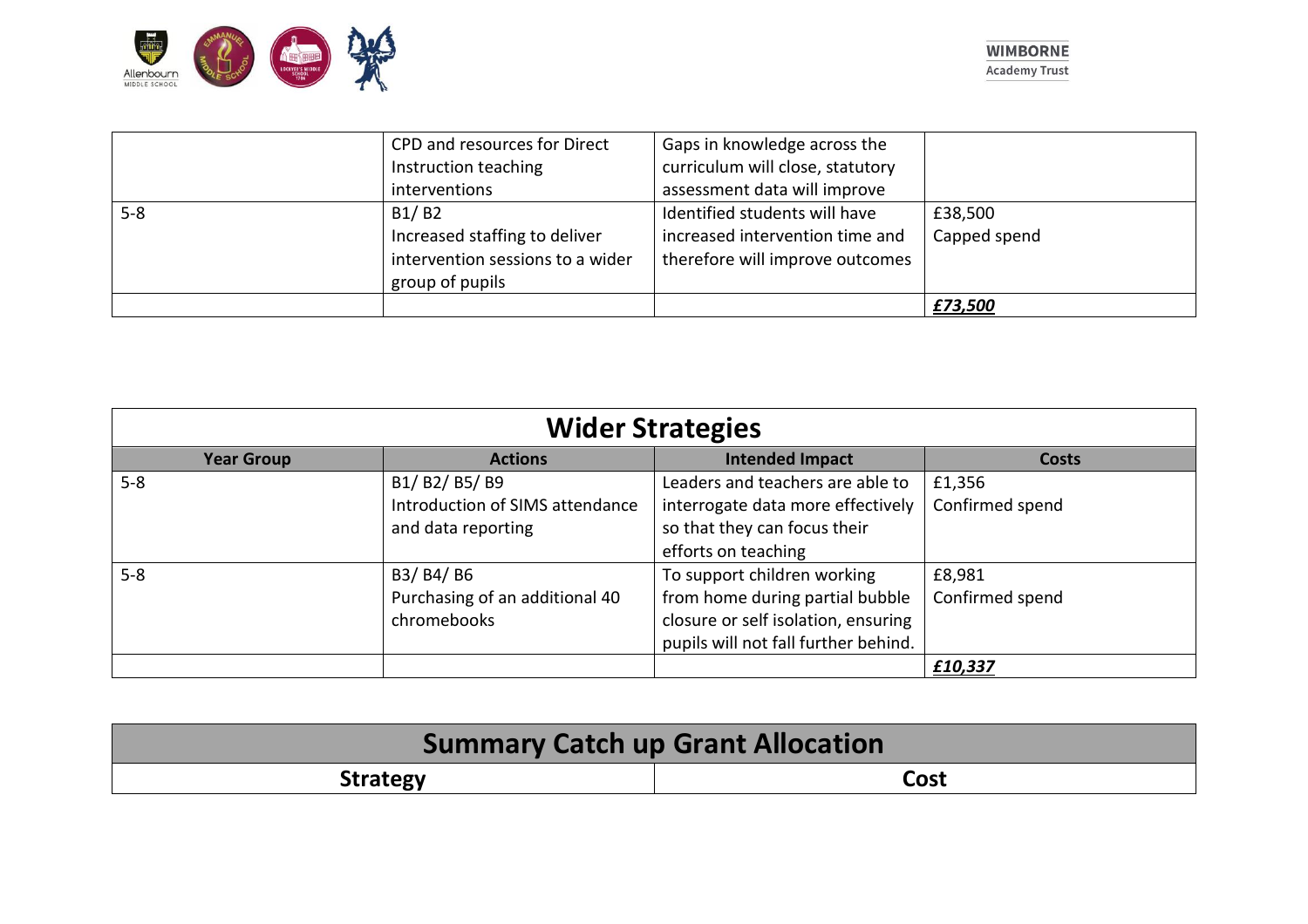| | | | |
|---|---|---|---|
| | CPD and resources for Direct Instruction teaching interventions | Gaps in knowledge across the curriculum will close, statutory assessment data will improve | |
| 5-8 | B1/ B2<br>Increased staffing to deliver intervention sessions to a wider group of pupils | Identified students will have increased intervention time and therefore will improve outcomes | £38,500<br>Capped spend |
| | | | ***£73,500*** |

## Wider Strategies

| Year Group | Actions | Intended Impact | Costs |
|---|---|---|---|
| 5-8 | B1/ B2/ B5/ B9<br>Introduction of SIMS attendance and data reporting | Leaders and teachers are able to interrogate data more effectively so that they can focus their efforts on teaching | £1,356<br>Confirmed spend |
| 5-8 | B3/ B4/ B6<br>Purchasing of an additional 40 chromebooks | To support children working from home during partial bubble closure or self isolation, ensuring pupils will not fall further behind. | £8,981<br>Confirmed spend |
| | | | ***£10,337*** |

## Summary Catch up Grant Allocation

| Strategy | Cost |
|---|---|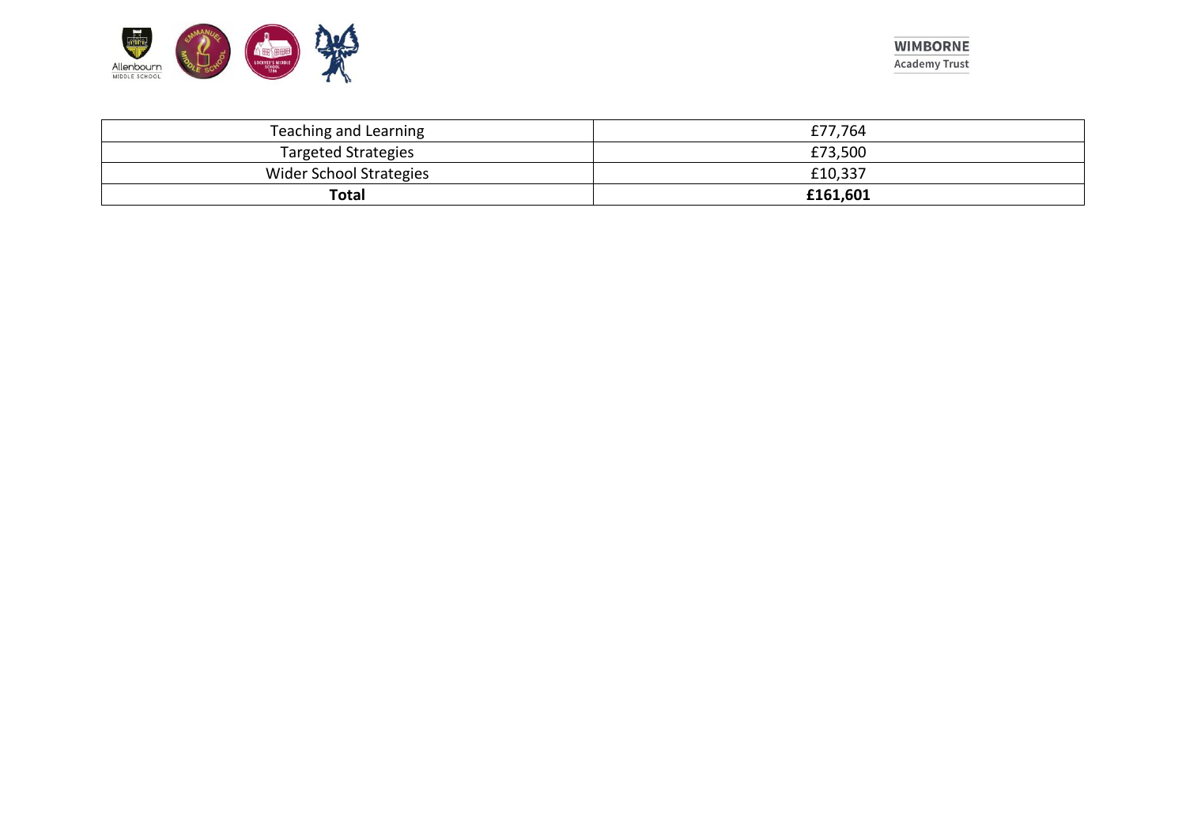| | |
|---|---|
| Teaching and Learning | £77,764 |
| Targeted Strategies | £73,500 |
| Wider School Strategies | £10,337 |
| **Total** | **£161,601** |